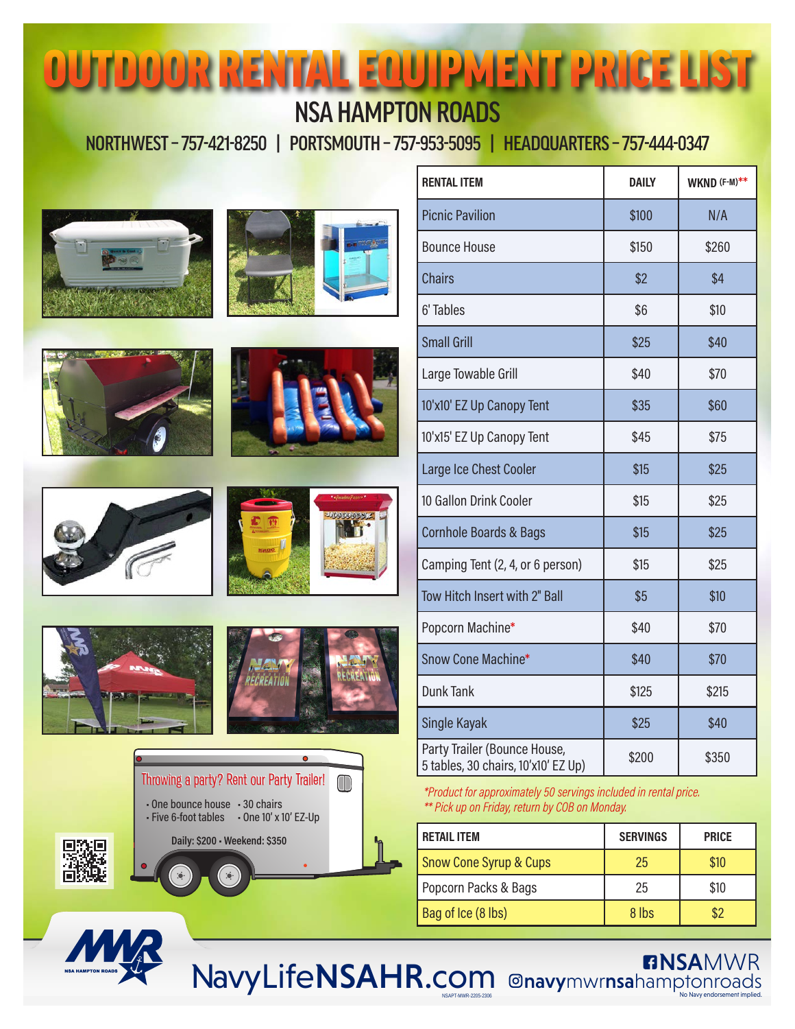# OUTDOOR RENTAL EQUIPMENT PRICE LIST

## NSA HAMPTON ROADS

NORTHWEST – 757-421-8250 | PORTSMOUTH – 757-953-5095 | HEADQUARTERS – 757-444-0347

| RENTAL ITEM | DAILY | WKND (F-M)** |
|---|---|---|
| Picnic Pavilion | $100 | N/A |
| Bounce House | $150 | $260 |
| Chairs | $2 | $4 |
| 6' Tables | $6 | $10 |
| Small Grill | $25 | $40 |
| Large Towable Grill | $40 | $70 |
| 10'x10' EZ Up Canopy Tent | $35 | $60 |
| 10'x15' EZ Up Canopy Tent | $45 | $75 |
| Large Ice Chest Cooler | $15 | $25 |
| 10 Gallon Drink Cooler | $15 | $25 |
| Cornhole Boards & Bags | $15 | $25 |
| Camping Tent (2, 4, or 6 person) | $15 | $25 |
| Tow Hitch Insert with 2" Ball | $5 | $10 |
| Popcorn Machine* | $40 | $70 |
| Snow Cone Machine* | $40 | $70 |
| Dunk Tank | $125 | $215 |
| Single Kayak | $25 | $40 |
| Party Trailer (Bounce House, 5 tables, 30 chairs, 10'x10' EZ Up) | $200 | $350 |

*Product for approximately 50 servings included in rental price.*
*** Pick up on Friday, return by COB on Monday.*

| RETAIL ITEM | SERVINGS | PRICE |
|---|---|---|
| Snow Cone Syrup & Cups | 25 | $10 |
| Popcorn Packs & Bags | 25 | $10 |
| Bag of Ice (8 lbs) | 8 lbs | $2 |

**Throwing a party? Rent our Party Trailer!**

- One bounce house
- 30 chairs
- Five 6-foot tables
- One 10' x 10' EZ-Up

Daily: $200 • Weekend: $350

NavyLifeNSAHR.com

NSAMWR

navymwrnsahamptonroads

NSAPT-MWR-2205-2306

No Navy endorsement implied.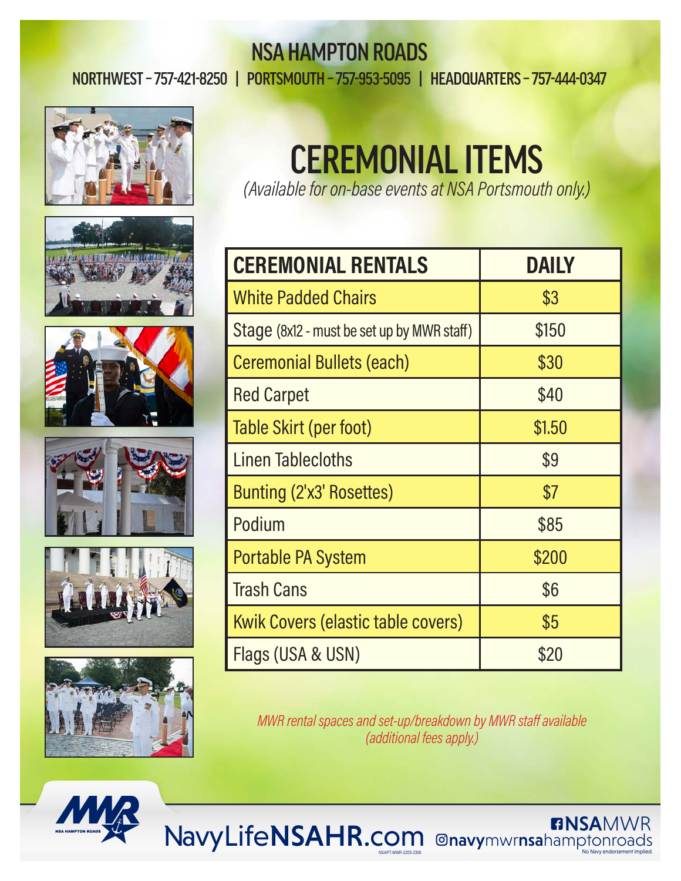# NSA HAMPTON ROADS

NORTHWEST – 757-421-8250 | PORTSMOUTH – 757-953-5095 | HEADQUARTERS – 757-444-0347

# CEREMONIAL ITEMS

*(Available for on-base events at NSA Portsmouth only.)*

| CEREMONIAL RENTALS | DAILY |
| --- | --- |
| White Padded Chairs | $3 |
| Stage (8x12 - must be set up by MWR staff) | $150 |
| Ceremonial Bullets (each) | $30 |
| Red Carpet | $40 |
| Table Skirt (per foot) | $1.50 |
| Linen Tablecloths | $9 |
| Bunting (2'x3' Rosettes) | $7 |
| Podium | $85 |
| Portable PA System | $200 |
| Trash Cans | $6 |
| Kwik Covers (elastic table covers) | $5 |
| Flags (USA & USN) | $20 |

*MWR rental spaces and set-up/breakdown by MWR staff available (additional fees apply.)*

NavyLifeNSAHR.com

NSAMWR

navymwrnsahamptonroads

NSAPT-MWR-2205-2306

No Navy endorsement implied.